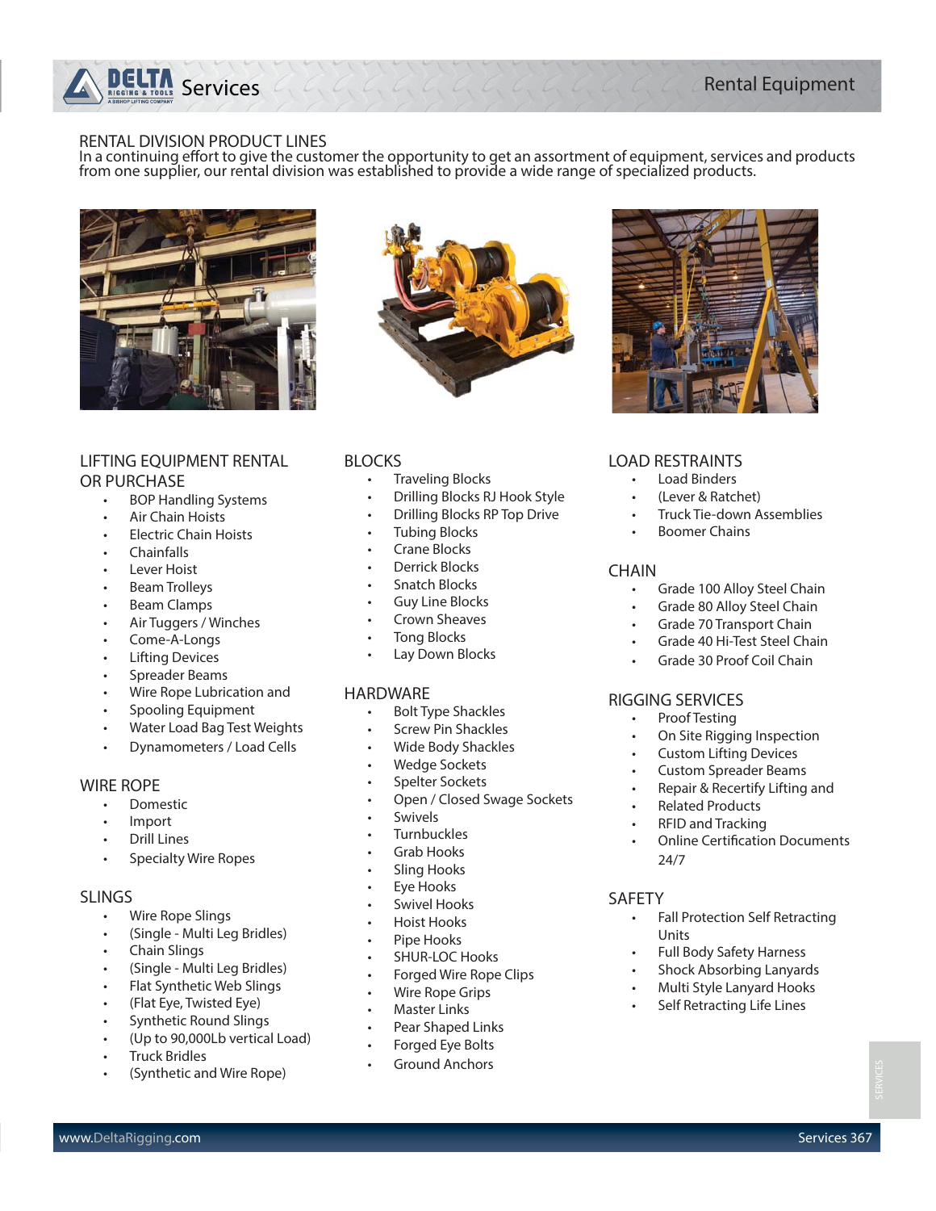# RENTAL DIVISION PRODUCT LINES

In a continuing effort to give the customer the opportunity to get an assortment of equipment, services and products from one supplier, our rental division was established to provide a wide range of specialized products.

## LIFTING EQUIPMENT RENTAL OR PURCHASE

- BOP Handling Systems
- Air Chain Hoists
- Electric Chain Hoists
- Chainfalls
- Lever Hoist
- Beam Trolleys
- Beam Clamps
- Air Tuggers / Winches
- Come-A-Longs
- Lifting Devices
- Spreader Beams
- Wire Rope Lubrication and
- Spooling Equipment
- Water Load Bag Test Weights
- Dynamometers / Load Cells

## WIRE ROPE

- Domestic
- Import
- Drill Lines
- Specialty Wire Ropes

## SLINGS

- Wire Rope Slings
- (Single - Multi Leg Bridles)
- Chain Slings
- (Single - Multi Leg Bridles)
- Flat Synthetic Web Slings
- (Flat Eye, Twisted Eye)
- Synthetic Round Slings
- (Up to 90,000Lb vertical Load)
- Truck Bridles
- (Synthetic and Wire Rope)

## BLOCKS

- Traveling Blocks
- Drilling Blocks RJ Hook Style
- Drilling Blocks RP Top Drive
- Tubing Blocks
- Crane Blocks
- Derrick Blocks
- Snatch Blocks
- Guy Line Blocks
- Crown Sheaves
- Tong Blocks
- Lay Down Blocks

## HARDWARE

- Bolt Type Shackles
- Screw Pin Shackles
- Wide Body Shackles
- Wedge Sockets
- Spelter Sockets
- Open / Closed Swage Sockets
- Swivels
- Turnbuckles
- Grab Hooks
- Sling Hooks
- Eye Hooks
- Swivel Hooks
- Hoist Hooks
- Pipe Hooks
- SHUR-LOC Hooks
- Forged Wire Rope Clips
- Wire Rope Grips
- Master Links
- Pear Shaped Links
- Forged Eye Bolts
- Ground Anchors

## LOAD RESTRAINTS

- Load Binders
- (Lever & Ratchet)
- Truck Tie-down Assemblies
- Boomer Chains

## CHAIN

- Grade 100 Alloy Steel Chain
- Grade 80 Alloy Steel Chain
- Grade 70 Transport Chain
- Grade 40 Hi-Test Steel Chain
- Grade 30 Proof Coil Chain

## RIGGING SERVICES

- Proof Testing
- On Site Rigging Inspection
- Custom Lifting Devices
- Custom Spreader Beams
- Repair & Recertify Lifting and
- Related Products
- RFID and Tracking
- Online Certification Documents 24/7

## SAFETY

- Fall Protection Self Retracting Units
- Full Body Safety Harness
- Shock Absorbing Lanyards
- Multi Style Lanyard Hooks
- Self Retracting Life Lines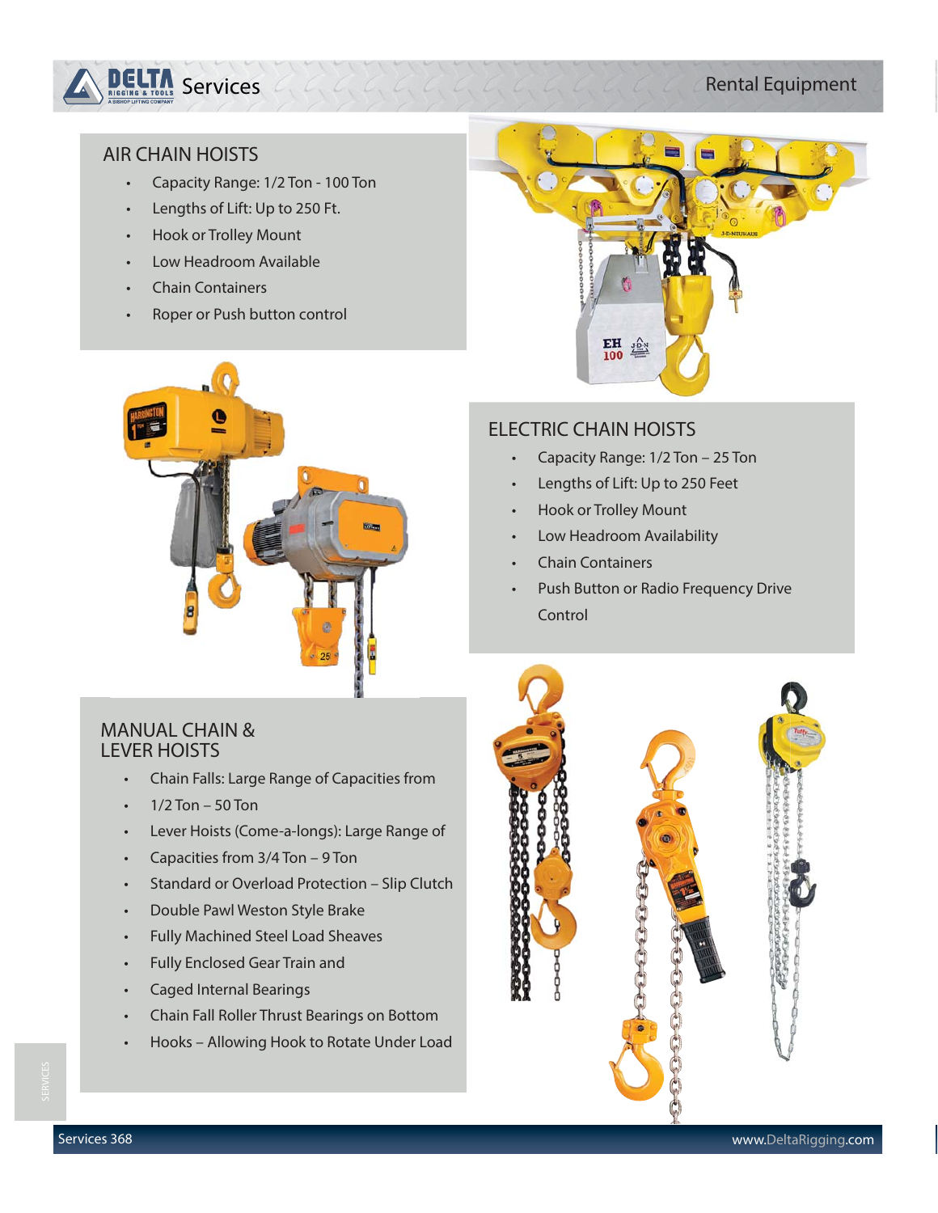## AIR CHAIN HOISTS

- Capacity Range: 1/2 Ton - 100 Ton
- Lengths of Lift: Up to 250 Ft.
- Hook or Trolley Mount
- Low Headroom Available
- Chain Containers
- Roper or Push button control

## ELECTRIC CHAIN HOISTS

- Capacity Range: 1/2 Ton – 25 Ton
- Lengths of Lift: Up to 250 Feet
- Hook or Trolley Mount
- Low Headroom Availability
- Chain Containers
- Push Button or Radio Frequency Drive Control

## MANUAL CHAIN & LEVER HOISTS

- Chain Falls: Large Range of Capacities from
- 1/2 Ton – 50 Ton
- Lever Hoists (Come-a-longs): Large Range of
- Capacities from 3/4 Ton – 9 Ton
- Standard or Overload Protection – Slip Clutch
- Double Pawl Weston Style Brake
- Fully Machined Steel Load Sheaves
- Fully Enclosed Gear Train and
- Caged Internal Bearings
- Chain Fall Roller Thrust Bearings on Bottom
- Hooks – Allowing Hook to Rotate Under Load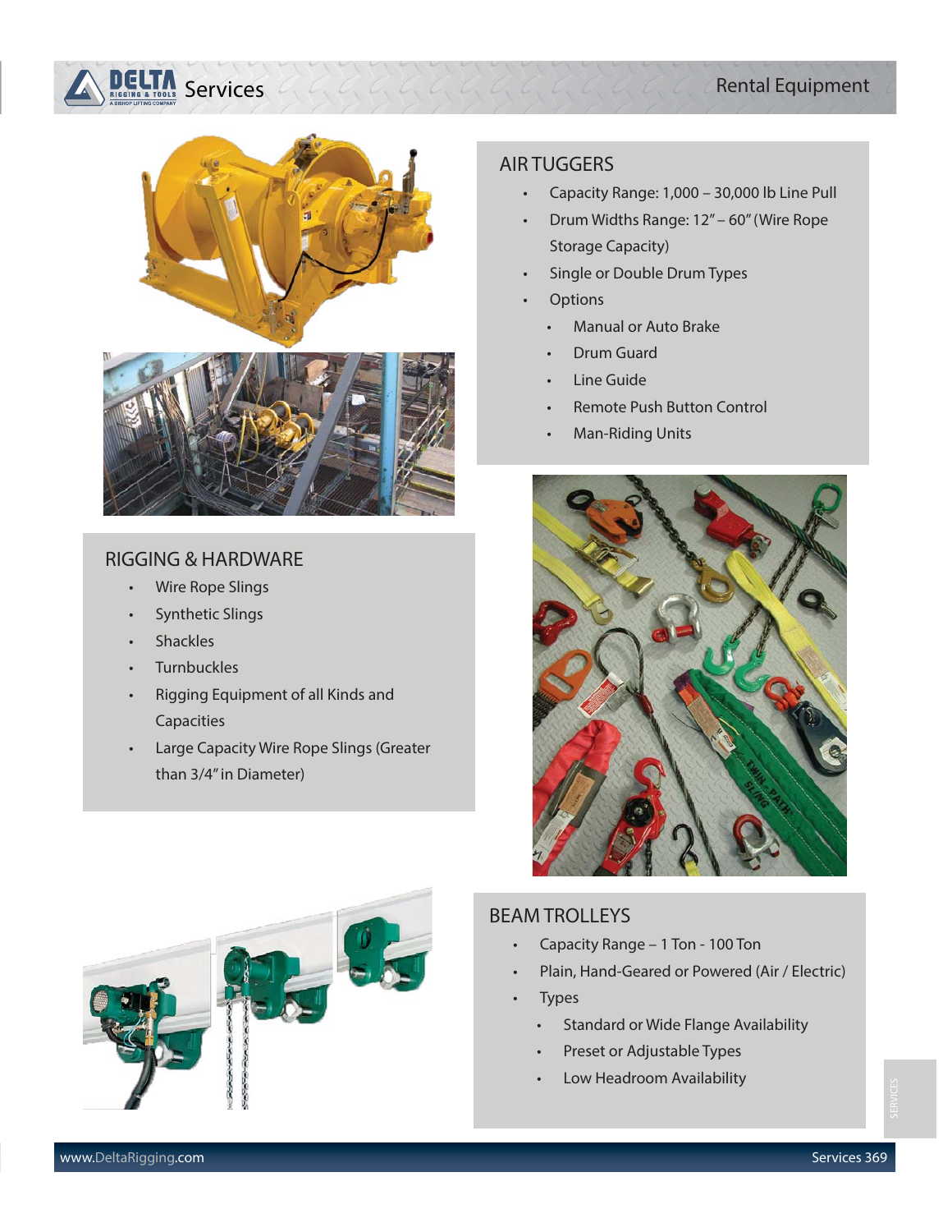## AIR TUGGERS

- Capacity Range: 1,000 – 30,000 lb Line Pull
- Drum Widths Range: 12" – 60" (Wire Rope Storage Capacity)
- Single or Double Drum Types
- Options
  - Manual or Auto Brake
  - Drum Guard
  - Line Guide
  - Remote Push Button Control
  - Man-Riding Units

## RIGGING & HARDWARE

- Wire Rope Slings
- Synthetic Slings
- Shackles
- Turnbuckles
- Rigging Equipment of all Kinds and Capacities
- Large Capacity Wire Rope Slings (Greater than 3/4" in Diameter)

## BEAM TROLLEYS

- Capacity Range – 1 Ton - 100 Ton
- Plain, Hand-Geared or Powered (Air / Electric)
- Types
  - Standard or Wide Flange Availability
  - Preset or Adjustable Types
  - Low Headroom Availability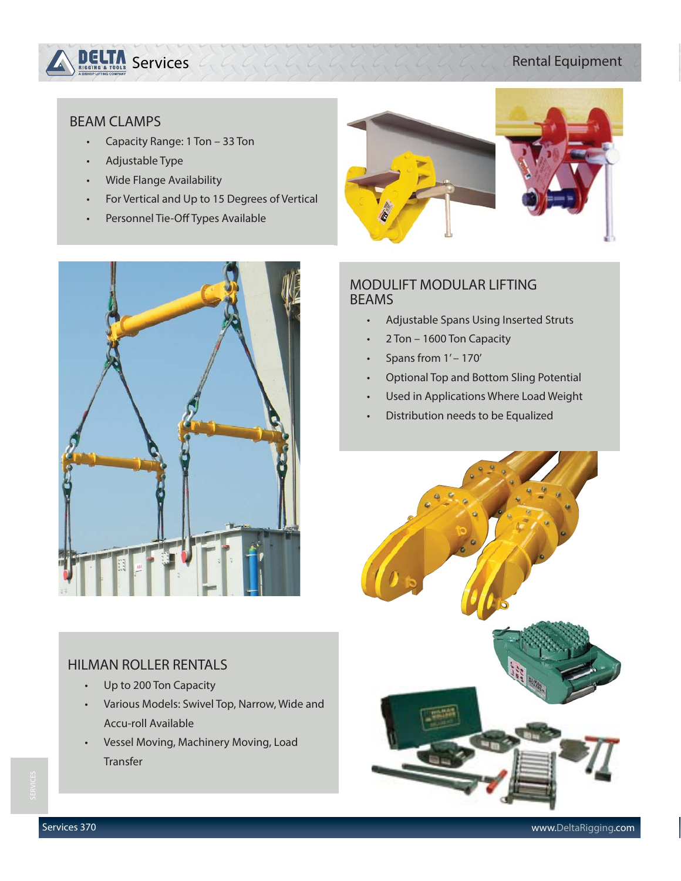## BEAM CLAMPS

- Capacity Range: 1 Ton – 33 Ton
- Adjustable Type
- Wide Flange Availability
- For Vertical and Up to 15 Degrees of Vertical
- Personnel Tie-Off Types Available

## MODULIFT MODULAR LIFTING BEAMS

- Adjustable Spans Using Inserted Struts
- 2 Ton – 1600 Ton Capacity
- Spans from 1' – 170'
- Optional Top and Bottom Sling Potential
- Used in Applications Where Load Weight
- Distribution needs to be Equalized

## HILMAN ROLLER RENTALS

- Up to 200 Ton Capacity
- Various Models: Swivel Top, Narrow, Wide and Accu-roll Available
- Vessel Moving, Machinery Moving, Load Transfer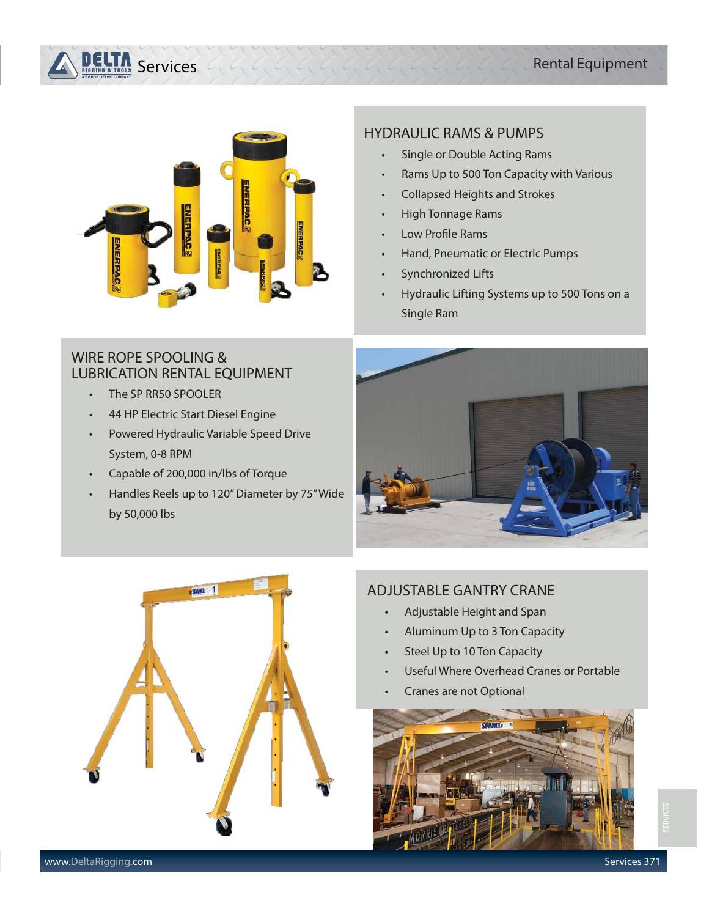## HYDRAULIC RAMS & PUMPS

- Single or Double Acting Rams
- Rams Up to 500 Ton Capacity with Various
- Collapsed Heights and Strokes
- High Tonnage Rams
- Low Profile Rams
- Hand, Pneumatic or Electric Pumps
- Synchronized Lifts
- Hydraulic Lifting Systems up to 500 Tons on a Single Ram

## WIRE ROPE SPOOLING & LUBRICATION RENTAL EQUIPMENT

- The SP RR50 SPOOLER
- 44 HP Electric Start Diesel Engine
- Powered Hydraulic Variable Speed Drive System, 0-8 RPM
- Capable of 200,000 in/lbs of Torque
- Handles Reels up to 120" Diameter by 75" Wide by 50,000 lbs

## ADJUSTABLE GANTRY CRANE

- Adjustable Height and Span
- Aluminum Up to 3 Ton Capacity
- Steel Up to 10 Ton Capacity
- Useful Where Overhead Cranes or Portable
- Cranes are not Optional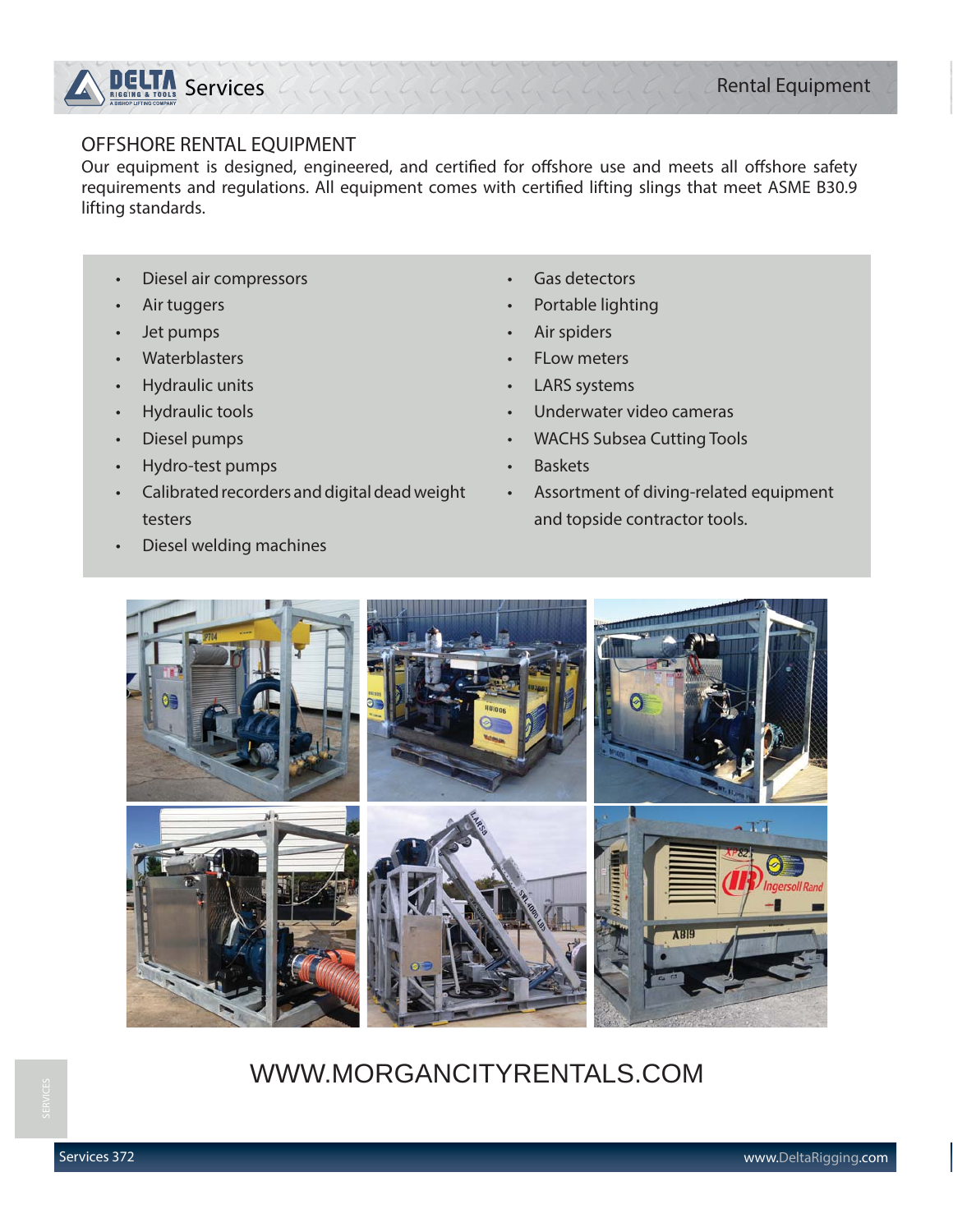## OFFSHORE RENTAL EQUIPMENT

Our equipment is designed, engineered, and certified for offshore use and meets all offshore safety requirements and regulations. All equipment comes with certified lifting slings that meet ASME B30.9 lifting standards.

- Diesel air compressors
- Air tuggers
- Jet pumps
- Waterblasters
- Hydraulic units
- Hydraulic tools
- Diesel pumps
- Hydro-test pumps
- Calibrated recorders and digital dead weight testers
- Diesel welding machines
- Gas detectors
- Portable lighting
- Air spiders
- FLow meters
- LARS systems
- Underwater video cameras
- WACHS Subsea Cutting Tools
- Baskets
- Assortment of diving-related equipment and topside contractor tools.

WWW.MORGANCITYRENTALS.COM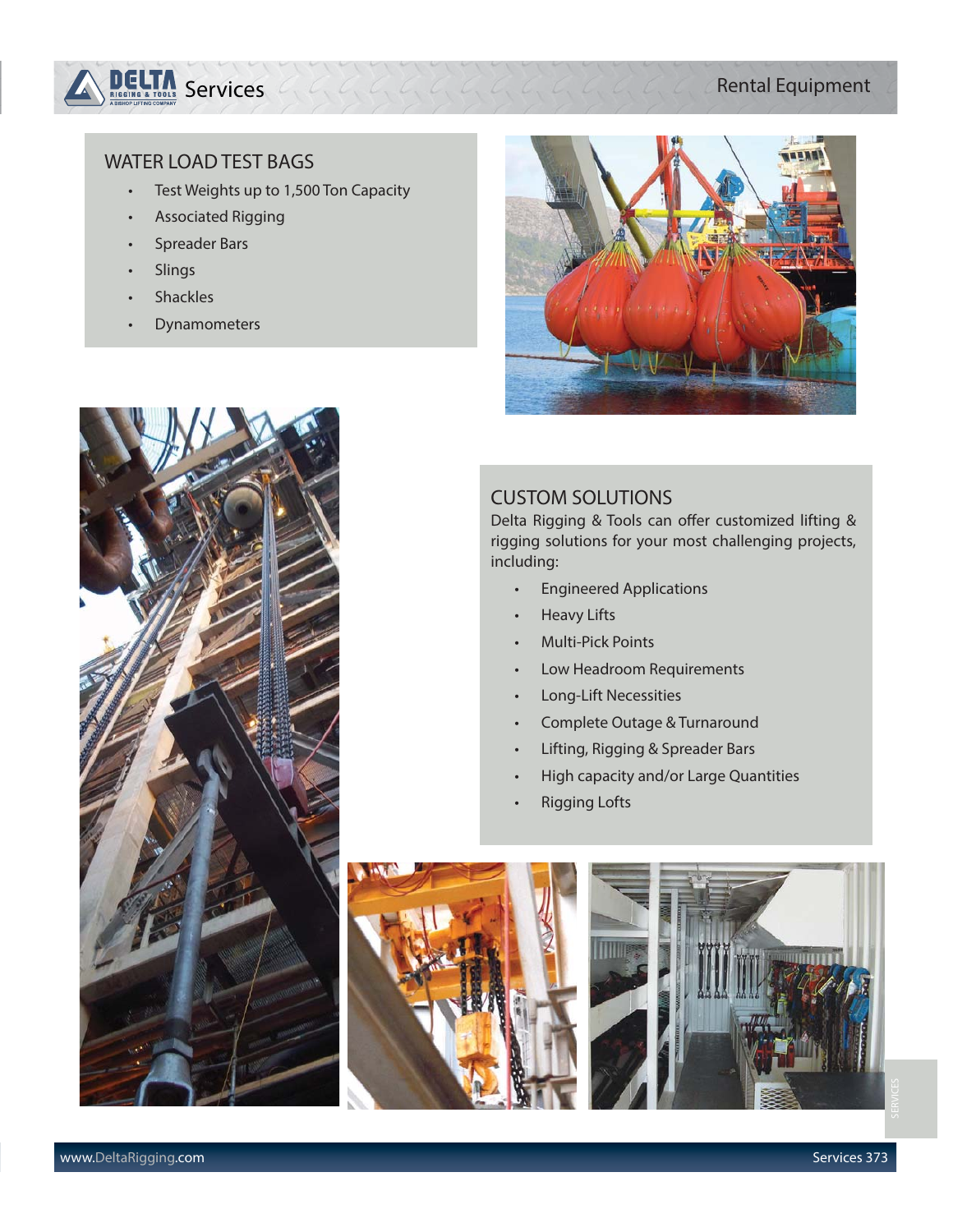## WATER LOAD TEST BAGS

- Test Weights up to 1,500 Ton Capacity
- Associated Rigging
- Spreader Bars
- Slings
- Shackles
- Dynamometers

## CUSTOM SOLUTIONS

Delta Rigging & Tools can offer customized lifting & rigging solutions for your most challenging projects, including:

- Engineered Applications
- Heavy Lifts
- Multi-Pick Points
- Low Headroom Requirements
- Long-Lift Necessities
- Complete Outage & Turnaround
- Lifting, Rigging & Spreader Bars
- High capacity and/or Large Quantities
- Rigging Lofts